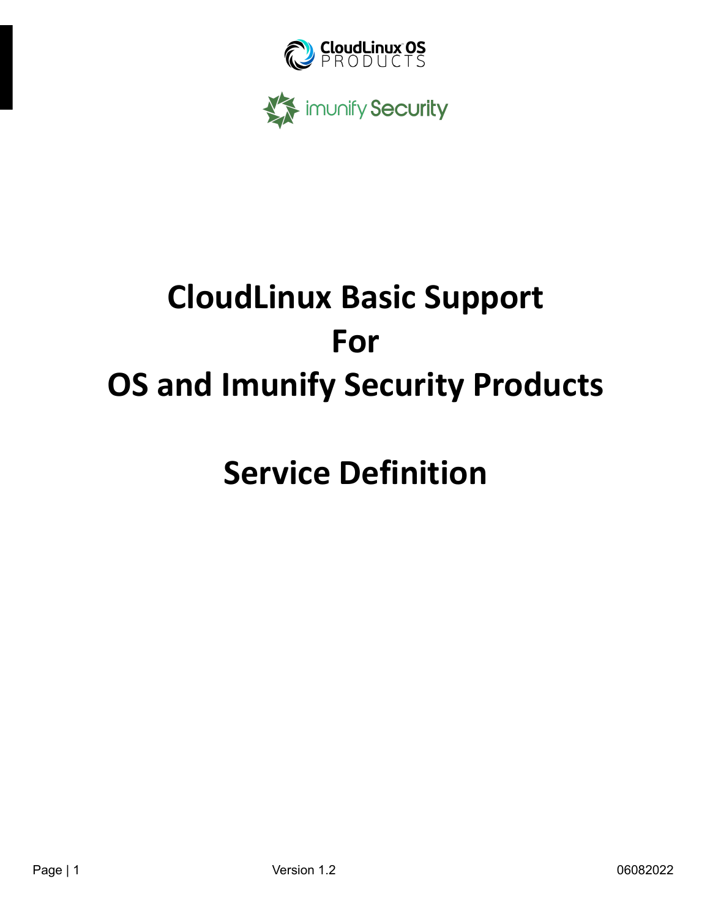# CloudLinux Basic Support For OS and Imunify Security Products

# Service Definition

Version 1.2

06082022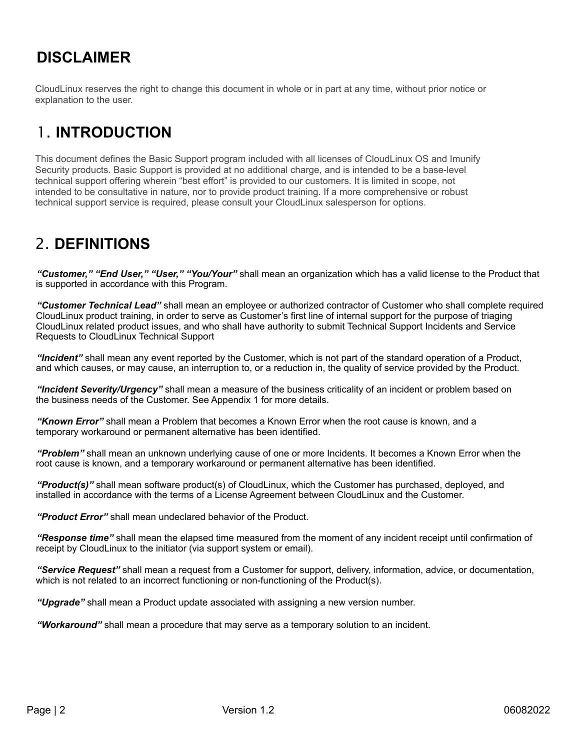# DISCLAIMER

CloudLinux reserves the right to change this document in whole or in part at any time, without prior notice or explanation to the user.

# 1. INTRODUCTION

This document defines the Basic Support program included with all licenses of CloudLinux OS and Imunify Security products. Basic Support is provided at no additional charge, and is intended to be a base-level technical support offering wherein "best effort" is provided to our customers. It is limited in scope, not intended to be consultative in nature, nor to provide product training. If a more comprehensive or robust technical support service is required, please consult your CloudLinux salesperson for options.

# 2. DEFINITIONS

***"Customer," "End User," "User," "You/Your"*** shall mean an organization which has a valid license to the Product that is supported in accordance with this Program.

***"Customer Technical Lead"*** shall mean an employee or authorized contractor of Customer who shall complete required CloudLinux product training, in order to serve as Customer's first line of internal support for the purpose of triaging CloudLinux related product issues, and who shall have authority to submit Technical Support Incidents and Service Requests to CloudLinux Technical Support

***"Incident"*** shall mean any event reported by the Customer, which is not part of the standard operation of a Product, and which causes, or may cause, an interruption to, or a reduction in, the quality of service provided by the Product.

***"Incident Severity/Urgency"*** shall mean a measure of the business criticality of an incident or problem based on the business needs of the Customer. See Appendix 1 for more details.

***"Known Error"*** shall mean a Problem that becomes a Known Error when the root cause is known, and a temporary workaround or permanent alternative has been identified.

***"Problem"*** shall mean an unknown underlying cause of one or more Incidents. It becomes a Known Error when the root cause is known, and a temporary workaround or permanent alternative has been identified.

***"Product(s)"*** shall mean software product(s) of CloudLinux, which the Customer has purchased, deployed, and installed in accordance with the terms of a License Agreement between CloudLinux and the Customer.

***"Product Error"*** shall mean undeclared behavior of the Product.

***"Response time"*** shall mean the elapsed time measured from the moment of any incident receipt until confirmation of receipt by CloudLinux to the initiator (via support system or email).

***"Service Request"*** shall mean a request from a Customer for support, delivery, information, advice, or documentation, which is not related to an incorrect functioning or non-functioning of the Product(s).

***"Upgrade"*** shall mean a Product update associated with assigning a new version number.

***"Workaround"*** shall mean a procedure that may serve as a temporary solution to an incident.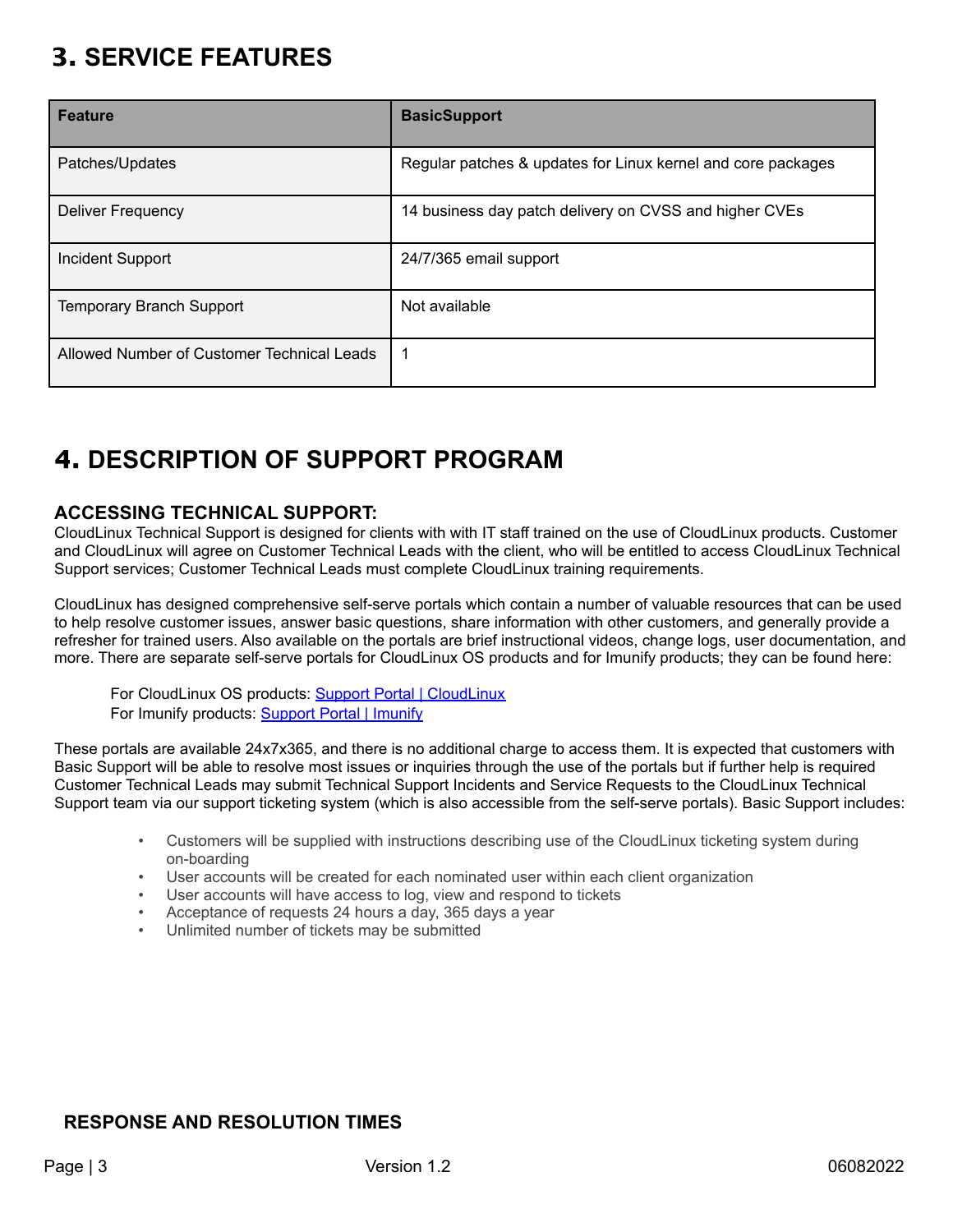# 3. SERVICE FEATURES

| Feature | BasicSupport |
| --- | --- |
| Patches/Updates | Regular patches & updates for Linux kernel and core packages |
| Deliver Frequency | 14 business day patch delivery on CVSS and higher CVEs |
| Incident Support | 24/7/365 email support |
| Temporary Branch Support | Not available |
| Allowed Number of Customer Technical Leads | 1 |

# 4. DESCRIPTION OF SUPPORT PROGRAM

### ACCESSING TECHNICAL SUPPORT:

CloudLinux Technical Support is designed for clients with with IT staff trained on the use of CloudLinux products. Customer and CloudLinux will agree on Customer Technical Leads with the client, who will be entitled to access CloudLinux Technical Support services; Customer Technical Leads must complete CloudLinux training requirements.

CloudLinux has designed comprehensive self-serve portals which contain a number of valuable resources that can be used to help resolve customer issues, answer basic questions, share information with other customers, and generally provide a refresher for trained users. Also available on the portals are brief instructional videos, change logs, user documentation, and more. There are separate self-serve portals for CloudLinux OS products and for Imunify products; they can be found here:

For CloudLinux OS products: Support Portal | CloudLinux
For Imunify products: Support Portal | Imunify

These portals are available 24x7x365, and there is no additional charge to access them. It is expected that customers with Basic Support will be able to resolve most issues or inquiries through the use of the portals but if further help is required Customer Technical Leads may submit Technical Support Incidents and Service Requests to the CloudLinux Technical Support team via our support ticketing system (which is also accessible from the self-serve portals). Basic Support includes:

- Customers will be supplied with instructions describing use of the CloudLinux ticketing system during on-boarding
- User accounts will be created for each nominated user within each client organization
- User accounts will have access to log, view and respond to tickets
- Acceptance of requests 24 hours a day, 365 days a year
- Unlimited number of tickets may be submitted

### RESPONSE AND RESOLUTION TIMES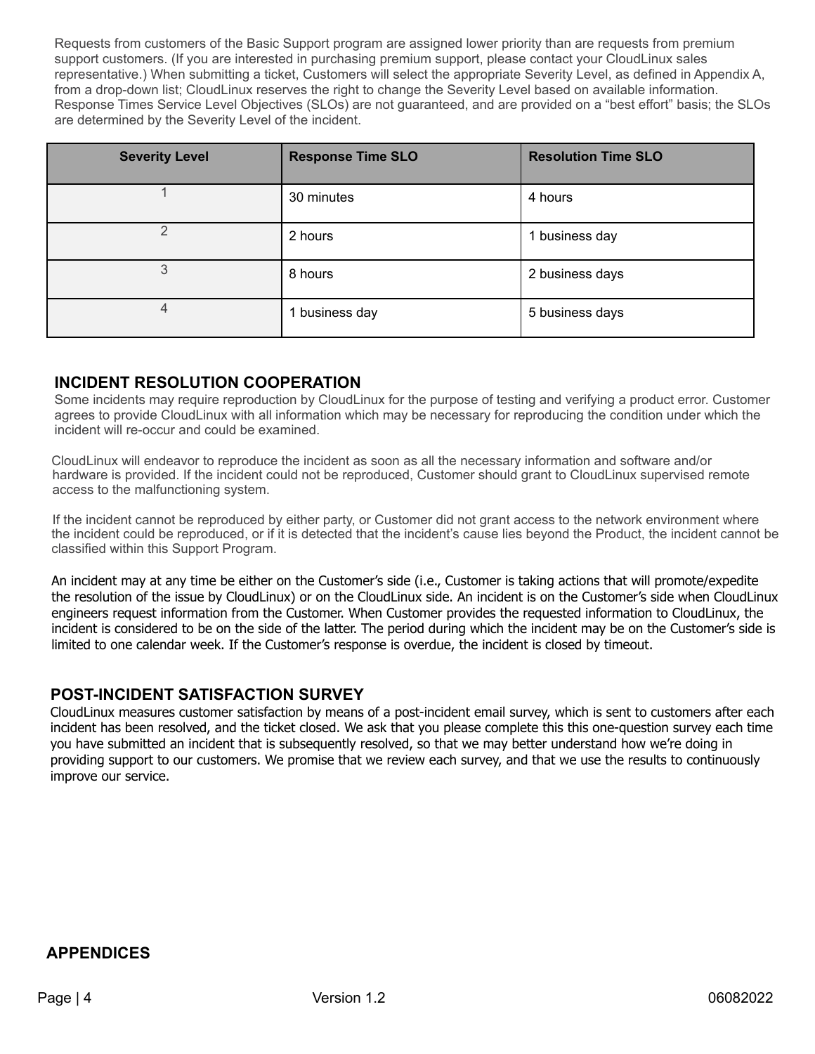Requests from customers of the Basic Support program are assigned lower priority than are requests from premium support customers. (If you are interested in purchasing premium support, please contact your CloudLinux sales representative.) When submitting a ticket, Customers will select the appropriate Severity Level, as defined in Appendix A, from a drop-down list; CloudLinux reserves the right to change the Severity Level based on available information. Response Times Service Level Objectives (SLOs) are not guaranteed, and are provided on a "best effort" basis; the SLOs are determined by the Severity Level of the incident.

| Severity Level | Response Time SLO | Resolution Time SLO |
|---|---|---|
| 1 | 30 minutes | 4 hours |
| 2 | 2 hours | 1 business day |
| 3 | 8 hours | 2 business days |
| 4 | 1 business day | 5 business days |

## INCIDENT RESOLUTION COOPERATION

Some incidents may require reproduction by CloudLinux for the purpose of testing and verifying a product error. Customer agrees to provide CloudLinux with all information which may be necessary for reproducing the condition under which the incident will re-occur and could be examined.

CloudLinux will endeavor to reproduce the incident as soon as all the necessary information and software and/or hardware is provided. If the incident could not be reproduced, Customer should grant to CloudLinux supervised remote access to the malfunctioning system.

If the incident cannot be reproduced by either party, or Customer did not grant access to the network environment where the incident could be reproduced, or if it is detected that the incident's cause lies beyond the Product, the incident cannot be classified within this Support Program.

An incident may at any time be either on the Customer's side (i.e., Customer is taking actions that will promote/expedite the resolution of the issue by CloudLinux) or on the CloudLinux side. An incident is on the Customer's side when CloudLinux engineers request information from the Customer. When Customer provides the requested information to CloudLinux, the incident is considered to be on the side of the latter. The period during which the incident may be on the Customer's side is limited to one calendar week. If the Customer's response is overdue, the incident is closed by timeout.

## POST-INCIDENT SATISFACTION SURVEY

CloudLinux measures customer satisfaction by means of a post-incident email survey, which is sent to customers after each incident has been resolved, and the ticket closed. We ask that you please complete this this one-question survey each time you have submitted an incident that is subsequently resolved, so that we may better understand how we're doing in providing support to our customers. We promise that we review each survey, and that we use the results to continuously improve our service.

## APPENDICES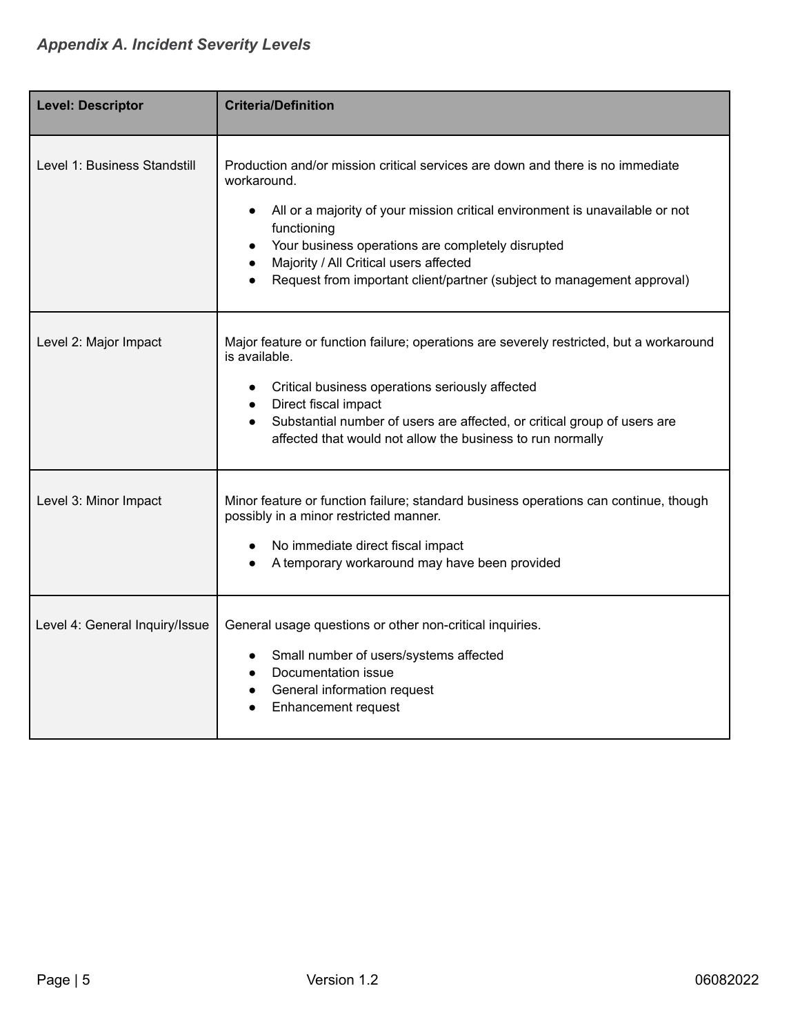### *Appendix A. Incident Severity Levels*

| Level: Descriptor | Criteria/Definition |
|---|---|
| Level 1: Business Standstill | Production and/or mission critical services are down and there is no immediate workaround.<br>• All or a majority of your mission critical environment is unavailable or not functioning<br>• Your business operations are completely disrupted<br>• Majority / All Critical users affected<br>• Request from important client/partner (subject to management approval) |
| Level 2: Major Impact | Major feature or function failure; operations are severely restricted, but a workaround is available.<br>• Critical business operations seriously affected<br>• Direct fiscal impact<br>• Substantial number of users are affected, or critical group of users are affected that would not allow the business to run normally |
| Level 3: Minor Impact | Minor feature or function failure; standard business operations can continue, though possibly in a minor restricted manner.<br>• No immediate direct fiscal impact<br>• A temporary workaround may have been provided |
| Level 4: General Inquiry/Issue | General usage questions or other non-critical inquiries.<br>• Small number of users/systems affected<br>• Documentation issue<br>• General information request<br>• Enhancement request |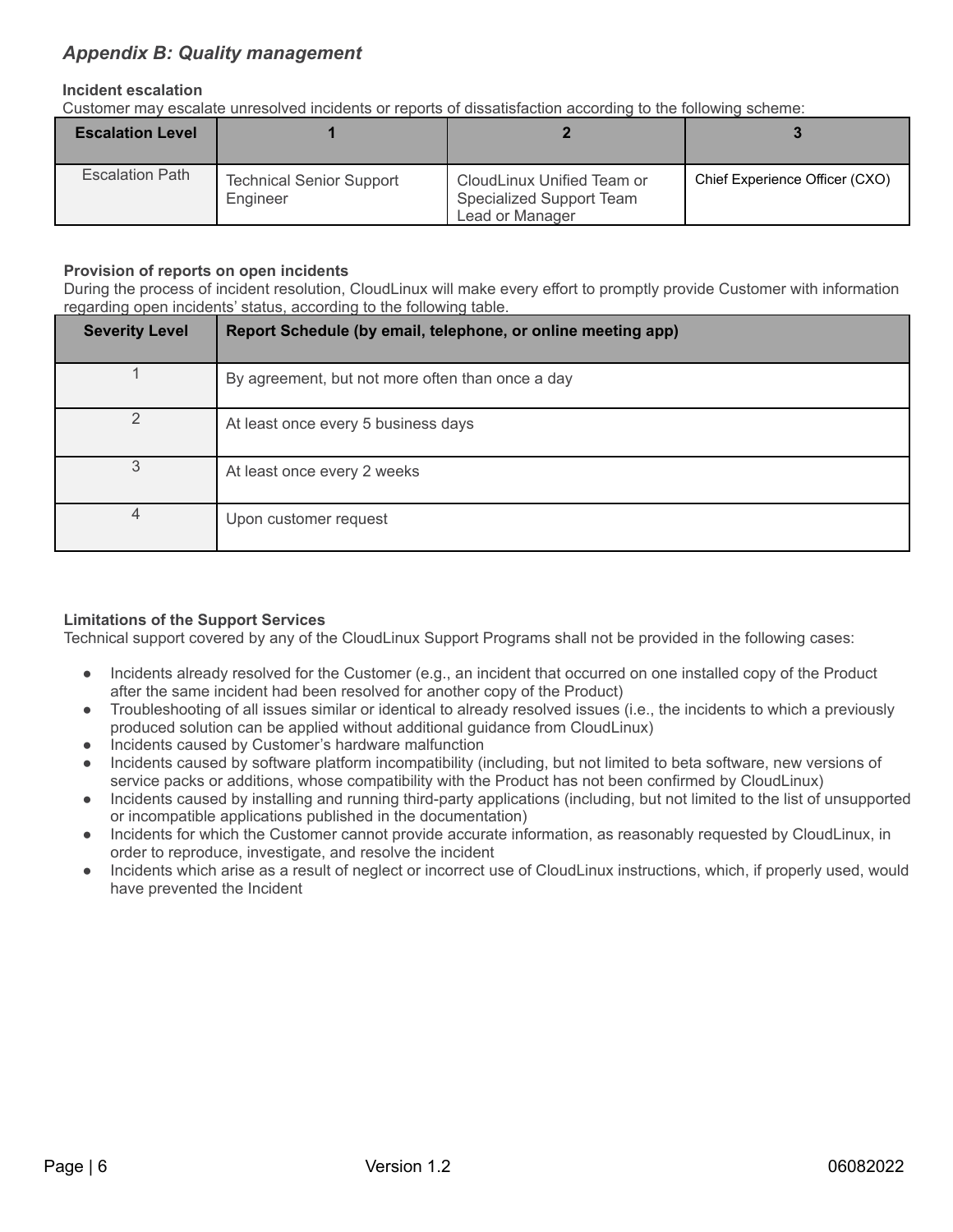## *Appendix B: Quality management*

**Incident escalation**

Customer may escalate unresolved incidents or reports of dissatisfaction according to the following scheme:

| Escalation Level | 1 | 2 | 3 |
|---|---|---|---|
| Escalation Path | Technical Senior Support Engineer | CloudLinux Unified Team or Specialized Support Team Lead or Manager | Chief Experience Officer (CXO) |

**Provision of reports on open incidents**

During the process of incident resolution, CloudLinux will make every effort to promptly provide Customer with information regarding open incidents' status, according to the following table.

| Severity Level | Report Schedule (by email, telephone, or online meeting app) |
|---|---|
| 1 | By agreement, but not more often than once a day |
| 2 | At least once every 5 business days |
| 3 | At least once every 2 weeks |
| 4 | Upon customer request |

**Limitations of the Support Services**

Technical support covered by any of the CloudLinux Support Programs shall not be provided in the following cases:

- Incidents already resolved for the Customer (e.g., an incident that occurred on one installed copy of the Product after the same incident had been resolved for another copy of the Product)
- Troubleshooting of all issues similar or identical to already resolved issues (i.e., the incidents to which a previously produced solution can be applied without additional guidance from CloudLinux)
- Incidents caused by Customer's hardware malfunction
- Incidents caused by software platform incompatibility (including, but not limited to beta software, new versions of service packs or additions, whose compatibility with the Product has not been confirmed by CloudLinux)
- Incidents caused by installing and running third-party applications (including, but not limited to the list of unsupported or incompatible applications published in the documentation)
- Incidents for which the Customer cannot provide accurate information, as reasonably requested by CloudLinux, in order to reproduce, investigate, and resolve the incident
- Incidents which arise as a result of neglect or incorrect use of CloudLinux instructions, which, if properly used, would have prevented the Incident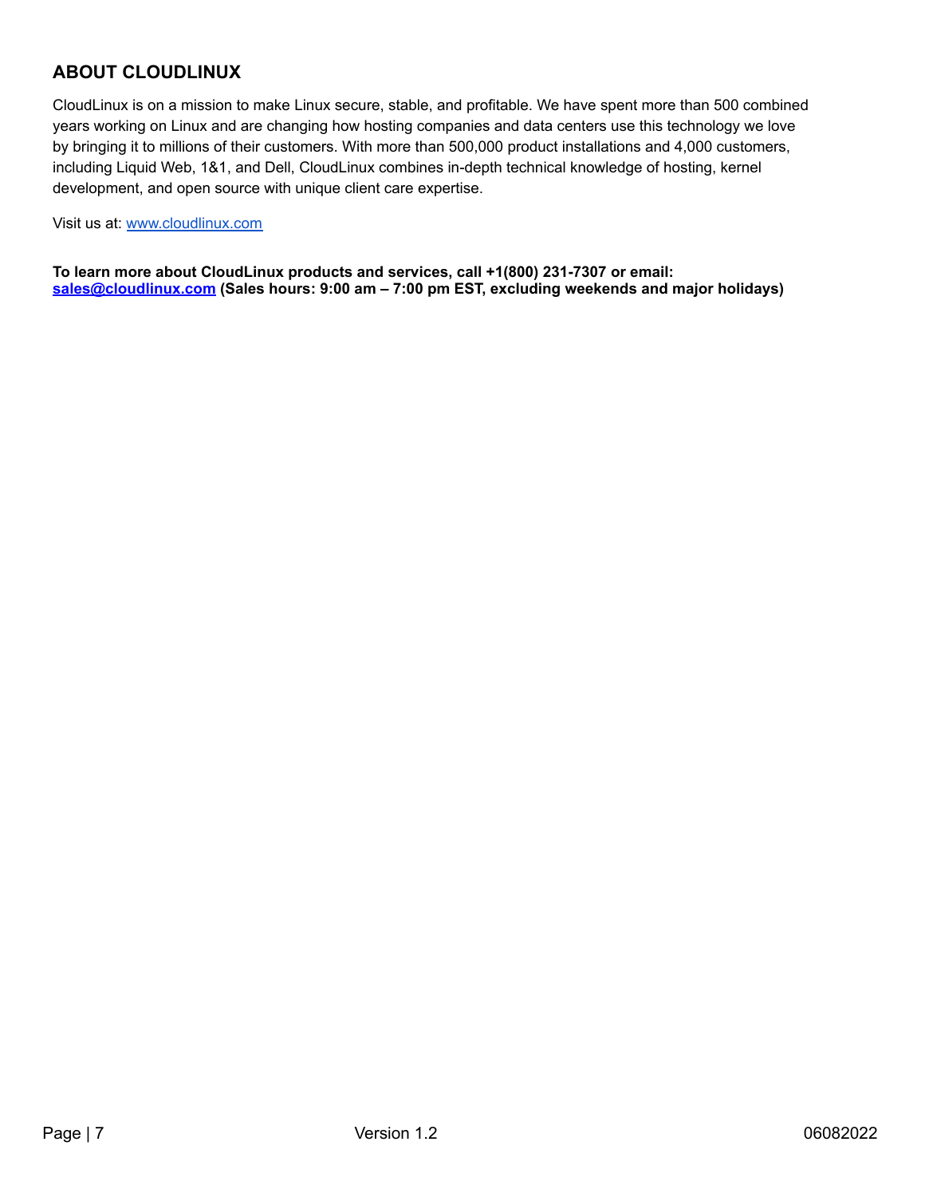## ABOUT CLOUDLINUX

CloudLinux is on a mission to make Linux secure, stable, and profitable. We have spent more than 500 combined years working on Linux and are changing how hosting companies and data centers use this technology we love by bringing it to millions of their customers. With more than 500,000 product installations and 4,000 customers, including Liquid Web, 1&1, and Dell, CloudLinux combines in-depth technical knowledge of hosting, kernel development, and open source with unique client care expertise.

Visit us at: www.cloudlinux.com

**To learn more about CloudLinux products and services, call +1(800) 231-7307 or email: sales@cloudlinux.com (Sales hours: 9:00 am – 7:00 pm EST, excluding weekends and major holidays)**